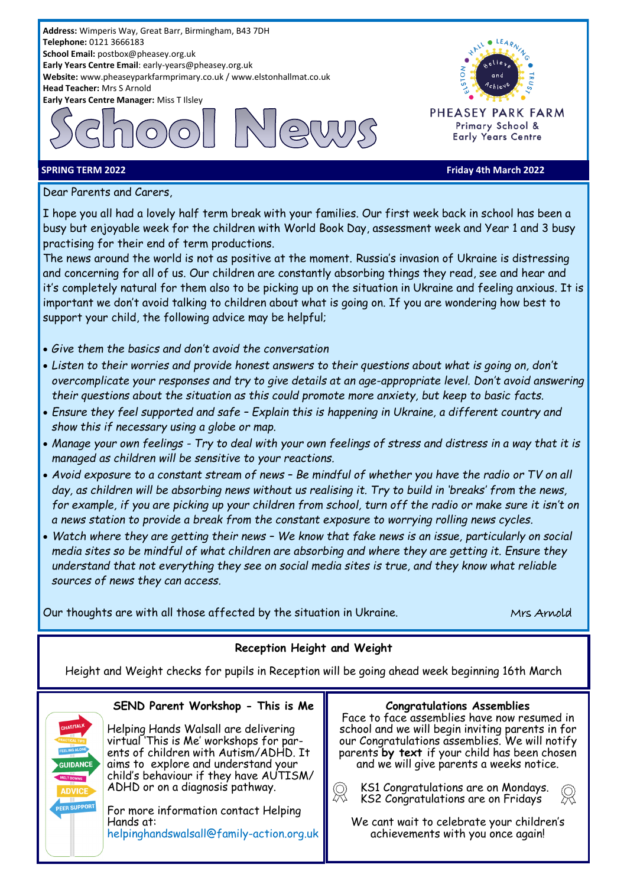**Address:** Wimperis Way, Great Barr, Birmingham, B43 7DH
**Telephone:** 0121 3666183
**School Email:** postbox@pheasey.org.uk
**Early Years Centre Email**: early-years@pheasey.org.uk
**Website:** www.pheaseyparkfarmprimary.co.uk / www.elstonhallmat.co.uk
**Head Teacher:** Mrs S Arnold
**Early Years Centre Manager:** Miss T Ilsley

# School News

PHEASEY PARK FARM Primary School & Early Years Centre

**SPRING TERM 2022** **Friday 4th March 2022**

Dear Parents and Carers,

I hope you all had a lovely half term break with your families. Our first week back in school has been a busy but enjoyable week for the children with World Book Day, assessment week and Year 1 and 3 busy practising for their end of term productions.

The news around the world is not as positive at the moment. Russia's invasion of Ukraine is distressing and concerning for all of us. Our children are constantly absorbing things they read, see and hear and it's completely natural for them also to be picking up on the situation in Ukraine and feeling anxious. It is important we don't avoid talking to children about what is going on. If you are wondering how best to support your child, the following advice may be helpful;

- *Give them the basics and don't avoid the conversation*
- *Listen to their worries and provide honest answers to their questions about what is going on, don't overcomplicate your responses and try to give details at an age-appropriate level. Don't avoid answering their questions about the situation as this could promote more anxiety, but keep to basic facts.*
- *Ensure they feel supported and safe – Explain this is happening in Ukraine, a different country and show this if necessary using a globe or map.*
- *Manage your own feelings - Try to deal with your own feelings of stress and distress in a way that it is managed as children will be sensitive to your reactions.*
- *Avoid exposure to a constant stream of news – Be mindful of whether you have the radio or TV on all day, as children will be absorbing news without us realising it. Try to build in 'breaks' from the news, for example, if you are picking up your children from school, turn off the radio or make sure it isn't on a news station to provide a break from the constant exposure to worrying rolling news cycles.*
- *Watch where they are getting their news – We know that fake news is an issue, particularly on social media sites so be mindful of what children are absorbing and where they are getting it. Ensure they understand that not everything they see on social media sites is true, and they know what reliable sources of news they can access.*

Our thoughts are with all those affected by the situation in Ukraine.

Mrs Arnold

### Reception Height and Weight

Height and Weight checks for pupils in Reception will be going ahead week beginning 16th March

### SEND Parent Workshop - This is Me

Helping Hands Walsall are delivering virtual 'This is Me' workshops for parents of children with Autism/ADHD. It aims to explore and understand your child's behaviour if they have AUTISM/ ADHD or on a diagnosis pathway.

For more information contact Helping Hands at:
helpinghandswalsall@family-action.org.uk

### Congratulations Assemblies

Face to face assemblies have now resumed in school and we will begin inviting parents in for our Congratulations assemblies. We will notify parents **by text** if your child has been chosen and we will give parents a weeks notice.

KS1 Congratulations are on Mondays.
KS2 Congratulations are on Fridays

We cant wait to celebrate your children's achievements with you once again!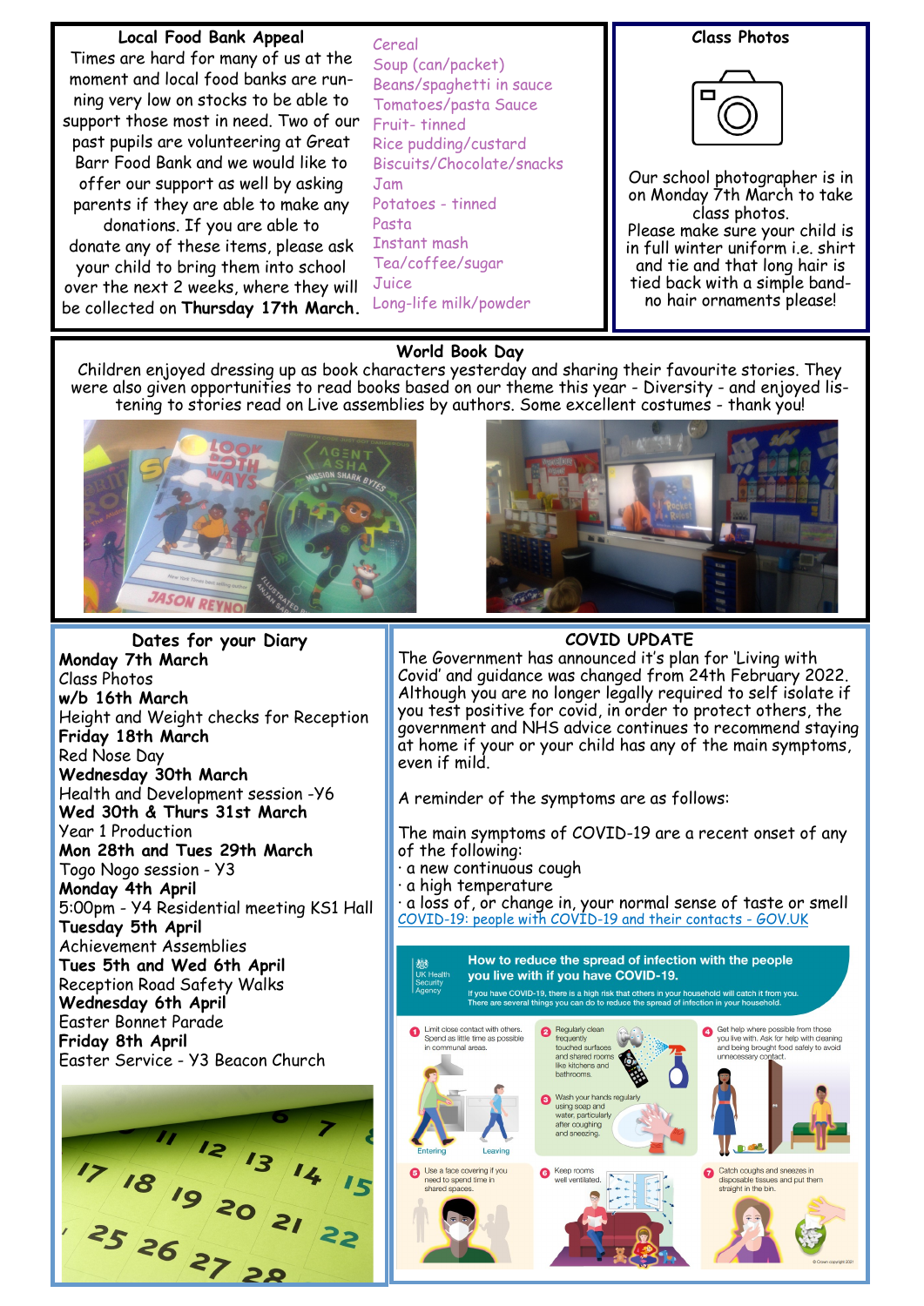## Local Food Bank Appeal

Times are hard for many of us at the moment and local food banks are running very low on stocks to be able to support those most in need. Two of our past pupils are volunteering at Great Barr Food Bank and we would like to offer our support as well by asking parents if they are able to make any donations. If you are able to donate any of these items, please ask your child to bring them into school over the next 2 weeks, where they will be collected on **Thursday 17th March**.

- Cereal
- Soup (can/packet)
- Beans/spaghetti in sauce
- Tomatoes/pasta Sauce
- Fruit- tinned
- Rice pudding/custard
- Biscuits/Chocolate/snacks
- Jam
- Potatoes - tinned
- Pasta
- Instant mash
- Tea/coffee/sugar
- Juice
- Long-life milk/powder

## Class Photos

Our school photographer is in on Monday 7th March to take class photos.
Please make sure your child is in full winter uniform i.e. shirt and tie and that long hair is tied back with a simple band- no hair ornaments please!

## World Book Day

Children enjoyed dressing up as book characters yesterday and sharing their favourite stories. They were also given opportunities to read books based on our theme this year - Diversity - and enjoyed listening to stories read on Live assemblies by authors. Some excellent costumes - thank you!

## Dates for your Diary

**Monday 7th March**
Class Photos
**w/b 16th March**
Height and Weight checks for Reception
**Friday 18th March**
Red Nose Day
**Wednesday 30th March**
Health and Development session -Y6
**Wed 30th & Thurs 31st March**
Year 1 Production
**Mon 28th and Tues 29th March**
Togo Nogo session - Y3
**Monday 4th April**
5:00pm - Y4 Residential meeting KS1 Hall
**Tuesday 5th April**
Achievement Assemblies
**Tues 5th and Wed 6th April**
Reception Road Safety Walks
**Wednesday 6th April**
Easter Bonnet Parade
**Friday 8th April**
Easter Service - Y3 Beacon Church

## COVID UPDATE

The Government has announced it's plan for 'Living with Covid' and guidance was changed from 24th February 2022. Although you are no longer legally required to self isolate if you test positive for covid, in order to protect others, the government and NHS advice continues to recommend staying at home if your or your child has any of the main symptoms, even if mild.

A reminder of the symptoms are as follows:

The main symptoms of COVID-19 are a recent onset of any of the following:
· a new continuous cough
· a high temperature
· a loss of, or change in, your normal sense of taste or smell
COVID-19: people with COVID-19 and their contacts - GOV.UK

**How to reduce the spread of infection with the people you live with if you have COVID-19.**

If you have COVID-19, there is a high risk that others in your household will catch it from you. There are several things you can do to reduce the spread of infection in your household.

1. Limit close contact with others. Spend as little time as possible in communal areas.
2. Regularly clean frequently touched surfaces and shared rooms like kitchens and bathrooms.
3. Wash your hands regularly using soap and water, particularly after coughing and sneezing.
4. Get help where possible from those you live with. Ask for help with cleaning and being brought food safely to avoid unnecessary contact.
5. Use a face covering if you need to spend time in shared spaces.
6. Keep rooms well ventilated.
7. Catch coughs and sneezes in disposable tissues and put them straight in the bin.